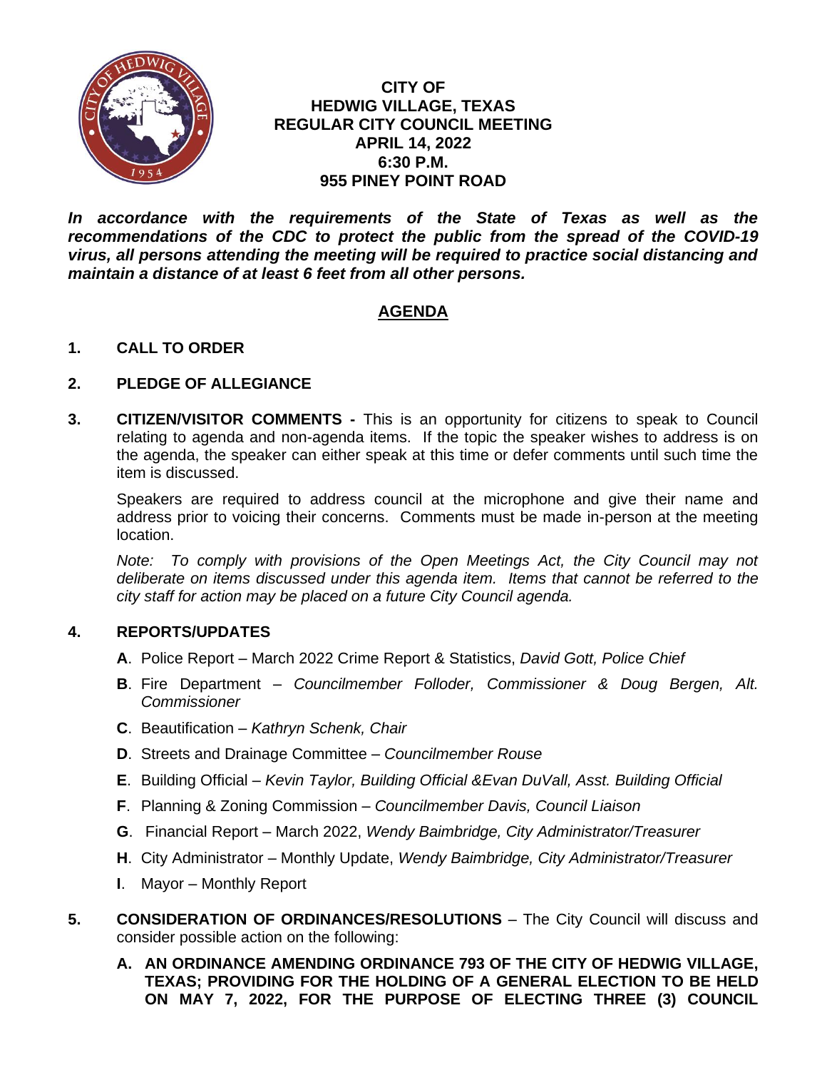**CITY OF**
**HEDWIG VILLAGE, TEXAS**
**REGULAR CITY COUNCIL MEETING**
**APRIL 14, 2022**
**6:30 P.M.**
**955 PINEY POINT ROAD**

***In accordance with the requirements of the State of Texas as well as the recommendations of the CDC to protect the public from the spread of the COVID-19 virus, all persons attending the meeting will be required to practice social distancing and maintain a distance of at least 6 feet from all other persons.***

## AGENDA

**1. CALL TO ORDER**

**2. PLEDGE OF ALLEGIANCE**

**3. CITIZEN/VISITOR COMMENTS -** This is an opportunity for citizens to speak to Council relating to agenda and non-agenda items. If the topic the speaker wishes to address is on the agenda, the speaker can either speak at this time or defer comments until such time the item is discussed.

Speakers are required to address council at the microphone and give their name and address prior to voicing their concerns. Comments must be made in-person at the meeting location.

*Note: To comply with provisions of the Open Meetings Act, the City Council may not deliberate on items discussed under this agenda item. Items that cannot be referred to the city staff for action may be placed on a future City Council agenda.*

**4. REPORTS/UPDATES**

- **A**. Police Report – March 2022 Crime Report & Statistics, *David Gott, Police Chief*
- **B**. Fire Department – *Councilmember Folloder, Commissioner & Doug Bergen, Alt. Commissioner*
- **C**. Beautification – *Kathryn Schenk, Chair*
- **D**. Streets and Drainage Committee – *Councilmember Rouse*
- **E**. Building Official – *Kevin Taylor, Building Official &Evan DuVall, Asst. Building Official*
- **F**. Planning & Zoning Commission – *Councilmember Davis, Council Liaison*
- **G**. Financial Report – March 2022, *Wendy Baimbridge, City Administrator/Treasurer*
- **H**. City Administrator – Monthly Update, *Wendy Baimbridge, City Administrator/Treasurer*
- **I**. Mayor – Monthly Report

**5. CONSIDERATION OF ORDINANCES/RESOLUTIONS** – The City Council will discuss and consider possible action on the following:

**A. AN ORDINANCE AMENDING ORDINANCE 793 OF THE CITY OF HEDWIG VILLAGE, TEXAS; PROVIDING FOR THE HOLDING OF A GENERAL ELECTION TO BE HELD ON MAY 7, 2022, FOR THE PURPOSE OF ELECTING THREE (3) COUNCIL**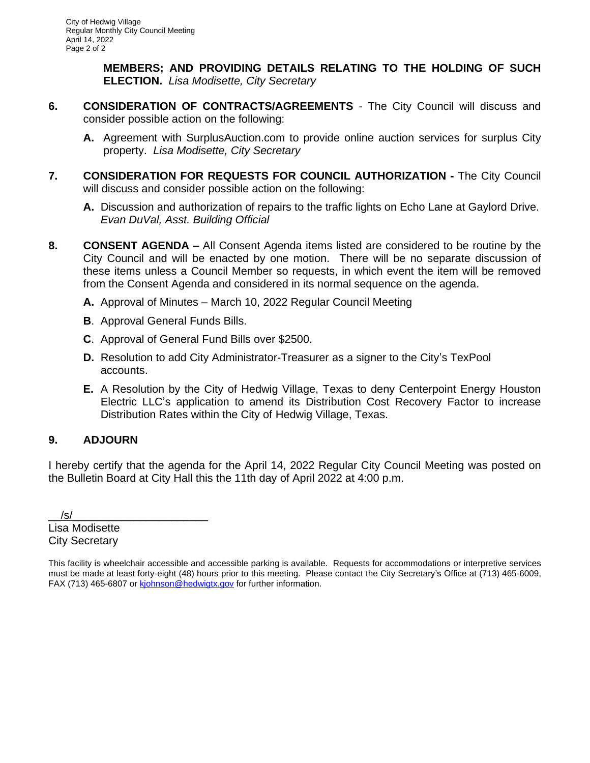**MEMBERS; AND PROVIDING DETAILS RELATING TO THE HOLDING OF SUCH ELECTION.** *Lisa Modisette, City Secretary*

**6. CONSIDERATION OF CONTRACTS/AGREEMENTS** - The City Council will discuss and consider possible action on the following:

**A.** Agreement with SurplusAuction.com to provide online auction services for surplus City property. *Lisa Modisette, City Secretary*

**7. CONSIDERATION FOR REQUESTS FOR COUNCIL AUTHORIZATION -** The City Council will discuss and consider possible action on the following:

**A.** Discussion and authorization of repairs to the traffic lights on Echo Lane at Gaylord Drive. *Evan DuVal, Asst. Building Official*

**8. CONSENT AGENDA –** All Consent Agenda items listed are considered to be routine by the City Council and will be enacted by one motion. There will be no separate discussion of these items unless a Council Member so requests, in which event the item will be removed from the Consent Agenda and considered in its normal sequence on the agenda.

**A.** Approval of Minutes – March 10, 2022 Regular Council Meeting

**B**. Approval General Funds Bills.

**C**. Approval of General Fund Bills over $2500.

**D.** Resolution to add City Administrator-Treasurer as a signer to the City's TexPool accounts.

**E.** A Resolution by the City of Hedwig Village, Texas to deny Centerpoint Energy Houston Electric LLC's application to amend its Distribution Cost Recovery Factor to increase Distribution Rates within the City of Hedwig Village, Texas.

**9. ADJOURN**

I hereby certify that the agenda for the April 14, 2022 Regular City Council Meeting was posted on the Bulletin Board at City Hall this the 11th day of April 2022 at 4:00 p.m.

__/s/______________________
Lisa Modisette
City Secretary

This facility is wheelchair accessible and accessible parking is available. Requests for accommodations or interpretive services must be made at least forty-eight (48) hours prior to this meeting. Please contact the City Secretary's Office at (713) 465-6009, FAX (713) 465-6807 or kjohnson@hedwigtx.gov for further information.